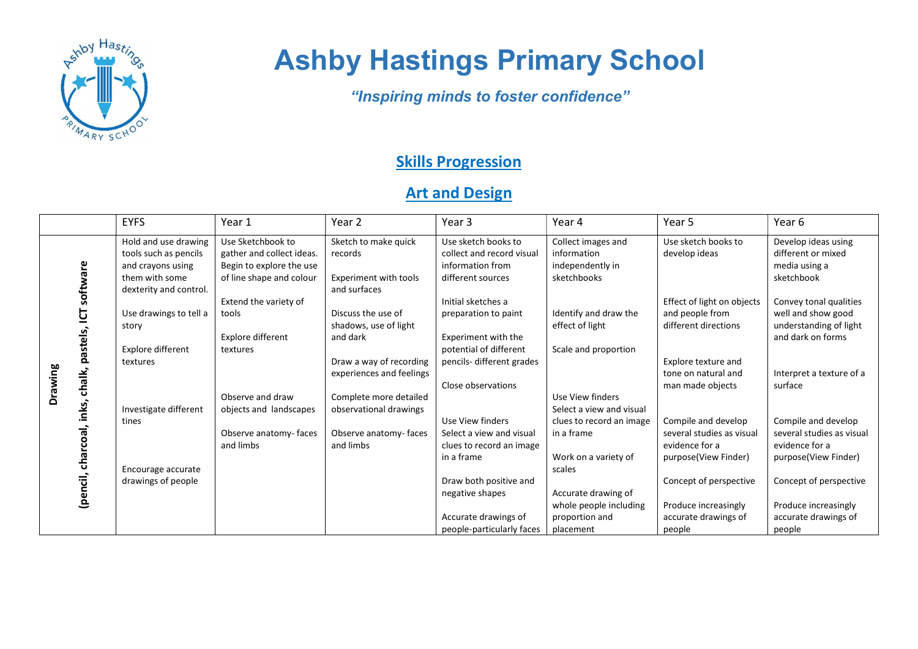# Ashby Hastings Primary School

*"Inspiring minds to foster confidence"*

## Skills Progression

## Art and Design

| | EYFS | Year 1 | Year 2 | Year 3 | Year 4 | Year 5 | Year 6 |
|---|---|---|---|---|---|---|---|
| **Drawing** (pencil, charcoal, inks, chalk, pastels, ICT software) | Hold and use drawing tools such as pencils and crayons using them with some dexterity and control.<br><br>Use drawings to tell a story<br><br>Explore different textures<br><br>Investigate different tines<br><br>Encourage accurate drawings of people | Use Sketchbook to gather and collect ideas. Begin to explore the use of line shape and colour<br><br>Extend the variety of tools<br><br>Explore different textures<br><br>Observe and draw objects and landscapes<br><br>Observe anatomy- faces and limbs | Sketch to make quick records<br><br>Experiment with tools and surfaces<br><br>Discuss the use of shadows, use of light and dark<br><br>Draw a way of recording experiences and feelings<br><br>Complete more detailed observational drawings<br><br>Observe anatomy- faces and limbs | Use sketch books to collect and record visual information from different sources<br><br>Initial sketches a preparation to paint<br><br>Experiment with the potential of different pencils- different grades<br><br>Close observations<br><br>Use View finders Select a view and visual clues to record an image in a frame<br><br>Draw both positive and negative shapes<br><br>Accurate drawings of people-particularly faces | Collect images and information independently in sketchbooks<br><br>Identify and draw the effect of light<br><br>Scale and proportion<br><br>Use View finders Select a view and visual clues to record an image in a frame<br><br>Work on a variety of scales<br><br>Accurate drawing of whole people including proportion and placement | Use sketch books to develop ideas<br><br>Effect of light on objects and people from different directions<br><br>Explore texture and tone on natural and man made objects<br><br>Compile and develop several studies as visual evidence for a purpose(View Finder)<br><br>Concept of perspective<br><br>Produce increasingly accurate drawings of people | Develop ideas using different or mixed media using a sketchbook<br><br>Convey tonal qualities well and show good understanding of light and dark on forms<br><br>Interpret a texture of a surface<br><br>Compile and develop several studies as visual evidence for a purpose(View Finder)<br><br>Concept of perspective<br><br>Produce increasingly accurate drawings of people |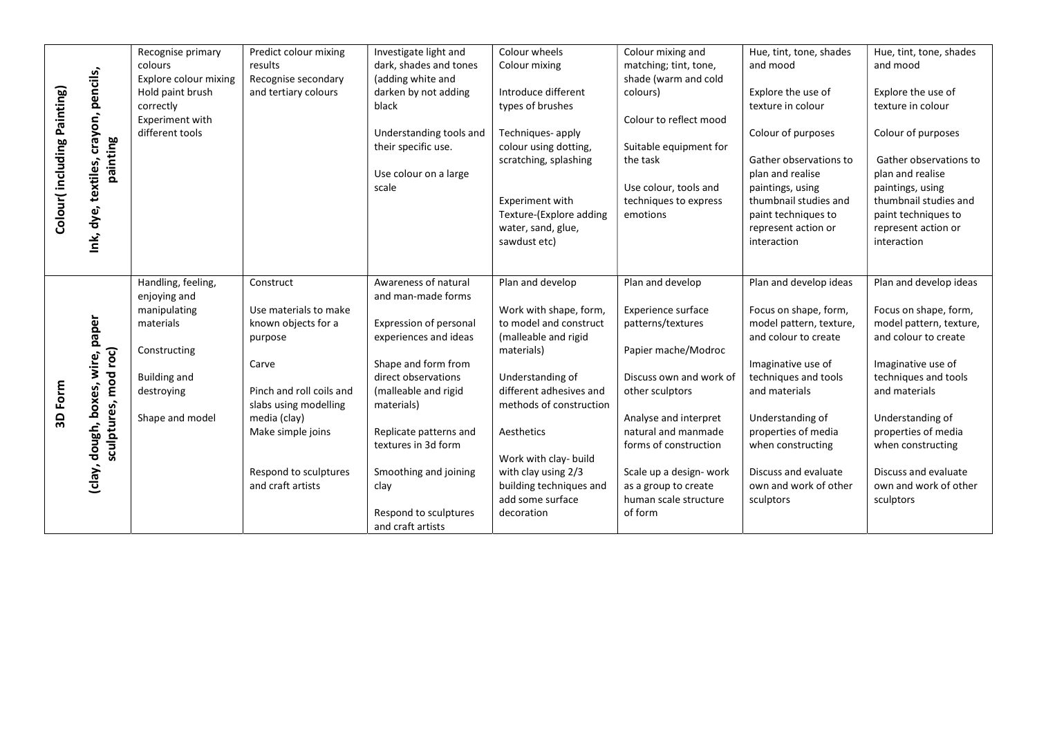| Colour( including Painting) | Ink, dye, textiles, crayon, pencils, painting | Recognise primary colours<br>Explore colour mixing<br>Hold paint brush correctly<br>Experiment with different tools | Predict colour mixing results<br>Recognise secondary and tertiary colours | Investigate light and dark, shades and tones (adding white and darken by not adding black<br><br>Understanding tools and their specific use.<br><br>Use colour on a large scale | Colour wheels<br>Colour mixing<br><br>Introduce different types of brushes<br><br>Techniques- apply colour using dotting, scratching, splashing<br><br>Experiment with Texture-(Explore adding water, sand, glue, sawdust etc) | Colour mixing and matching; tint, tone, shade (warm and cold colours)<br><br>Colour to reflect mood<br><br>Suitable equipment for the task<br><br>Use colour, tools and techniques to express emotions | Hue, tint, tone, shades and mood<br><br>Explore the use of texture in colour<br><br>Colour of purposes<br><br>Gather observations to plan and realise paintings, using thumbnail studies and paint techniques to represent action or interaction | Hue, tint, tone, shades and mood<br><br>Explore the use of texture in colour<br><br>Colour of purposes<br><br>Gather observations to plan and realise paintings, using thumbnail studies and paint techniques to represent action or interaction |
|---|---|---|---|---|---|---|---|---|
| 3D Form | (clay, dough, boxes, wire, paper sculptures, mod roc) | Handling, feeling, enjoying and manipulating materials<br><br>Constructing<br><br>Building and destroying<br><br>Shape and model | Construct<br><br>Use materials to make known objects for a purpose<br><br>Carve<br><br>Pinch and roll coils and slabs using modelling media (clay)<br>Make simple joins<br><br>Respond to sculptures and craft artists | Awareness of natural and man-made forms<br><br>Expression of personal experiences and ideas<br><br>Shape and form from direct observations (malleable and rigid materials)<br><br>Replicate patterns and textures in 3d form<br><br>Smoothing and joining clay<br><br>Respond to sculptures and craft artists | Plan and develop<br><br>Work with shape, form, to model and construct (malleable and rigid materials)<br><br>Understanding of different adhesives and methods of construction<br><br>Aesthetics<br><br>Work with clay- build with clay using 2/3 building techniques and add some surface decoration | Plan and develop<br><br>Experience surface patterns/textures<br><br>Papier mache/Modroc<br><br>Discuss own and work of other sculptors<br><br>Analyse and interpret natural and manmade forms of construction<br><br>Scale up a design- work as a group to create human scale structure of form | Plan and develop ideas<br><br>Focus on shape, form, model pattern, texture, and colour to create<br><br>Imaginative use of techniques and tools and materials<br><br>Understanding of properties of media when constructing<br><br>Discuss and evaluate own and work of other sculptors | Plan and develop ideas<br><br>Focus on shape, form, model pattern, texture, and colour to create<br><br>Imaginative use of techniques and tools and materials<br><br>Understanding of properties of media when constructing<br><br>Discuss and evaluate own and work of other sculptors |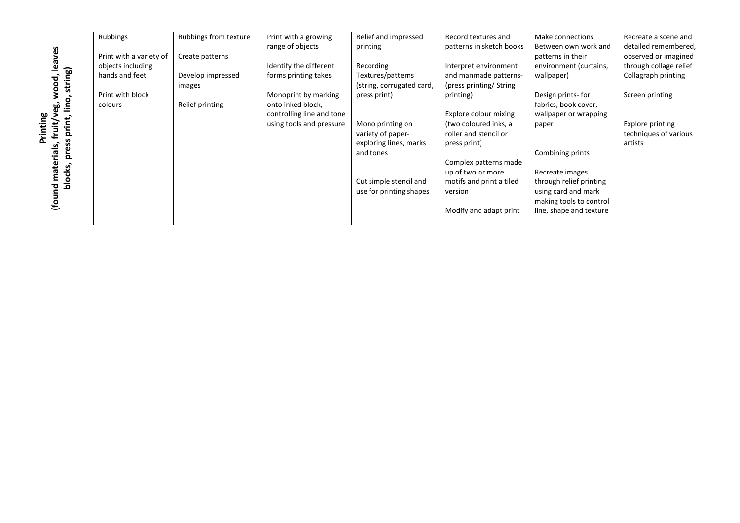| **Printing (found materials, fruit/veg, wood, leaves blocks, press print, lino, string)** | Rubbings<br><br>Print with a variety of objects including hands and feet<br><br>Print with block colours | Rubbings from texture<br><br>Create patterns<br><br>Develop impressed images<br><br>Relief printing | Print with a growing range of objects<br><br>Identify the different forms printing takes<br><br>Monoprint by marking onto inked block, controlling line and tone using tools and pressure | Relief and impressed printing<br><br>Recording Textures/patterns (string, corrugated card, press print)<br><br>Mono printing on variety of paper- exploring lines, marks and tones<br><br>Cut simple stencil and use for printing shapes | Record textures and patterns in sketch books<br><br>Interpret environment and manmade patterns- (press printing/ String printing)<br><br>Explore colour mixing (two coloured inks, a roller and stencil or press print)<br><br>Complex patterns made up of two or more motifs and print a tiled version<br><br>Modify and adapt print | Make connections Between own work and patterns in their environment (curtains, wallpaper)<br><br>Design prints- for fabrics, book cover, wallpaper or wrapping paper<br><br>Combining prints<br><br>Recreate images through relief printing using card and mark making tools to control line, shape and texture | Recreate a scene and detailed remembered, observed or imagined through collage relief Collagraph printing<br><br>Screen printing<br><br>Explore printing techniques of various artists |
|---|---|---|---|---|---|---|---|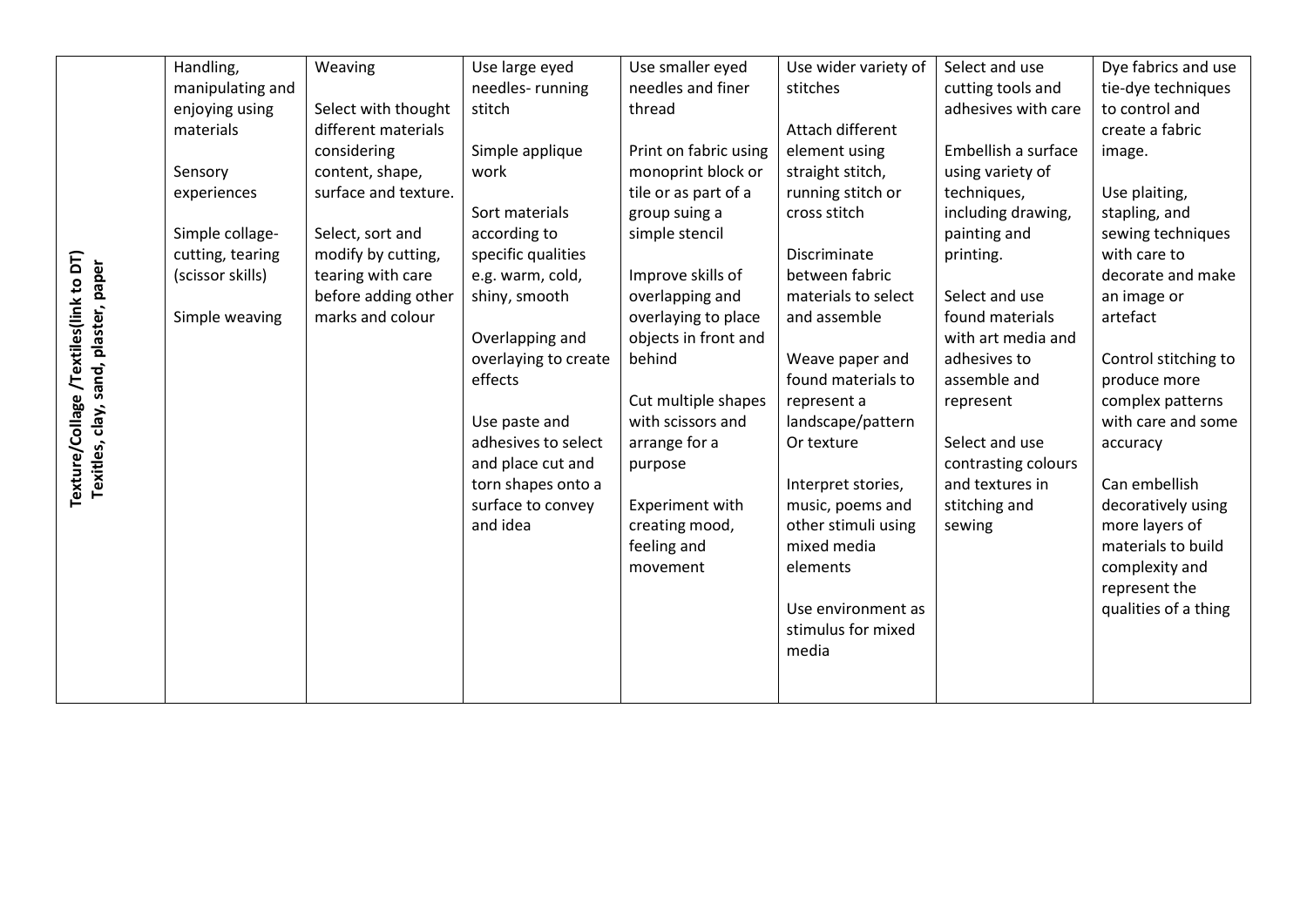| Texture/Collage /Textiles(link to DT) Textiles, clay, sand, plaster, paper | Handling, manipulating and enjoying using materials<br><br>Sensory experiences<br><br>Simple collage- cutting, tearing (scissor skills)<br><br>Simple weaving | Weaving<br><br>Select with thought different materials considering content, shape, surface and texture.<br><br>Select, sort and modify by cutting, tearing with care before adding other marks and colour | Use large eyed needles- running stitch<br><br>Simple applique work<br><br>Sort materials according to specific qualities e.g. warm, cold, shiny, smooth<br><br>Overlapping and overlaying to create effects<br><br>Use paste and adhesives to select and place cut and torn shapes onto a surface to convey and idea | Use smaller eyed needles and finer thread<br><br>Print on fabric using monoprint block or tile or as part of a group suing a simple stencil<br><br>Improve skills of overlapping and overlaying to place objects in front and behind<br><br>Cut multiple shapes with scissors and arrange for a purpose<br><br>Experiment with creating mood, feeling and movement | Use wider variety of stitches<br><br>Attach different element using straight stitch, running stitch or cross stitch<br><br>Discriminate between fabric materials to select and assemble<br><br>Weave paper and found materials to represent a landscape/pattern Or texture<br><br>Interpret stories, music, poems and other stimuli using mixed media elements<br><br>Use environment as stimulus for mixed media | Select and use cutting tools and adhesives with care<br><br>Embellish a surface using variety of techniques, including drawing, painting and printing.<br><br>Select and use found materials with art media and adhesives to assemble and represent<br><br>Select and use contrasting colours and textures in stitching and sewing | Dye fabrics and use tie-dye techniques to control and create a fabric image.<br><br>Use plaiting, stapling, and sewing techniques with care to decorate and make an image or artefact<br><br>Control stitching to produce more complex patterns with care and some accuracy<br><br>Can embellish decoratively using more layers of materials to build complexity and represent the qualities of a thing |
|---|---|---|---|---|---|---|---|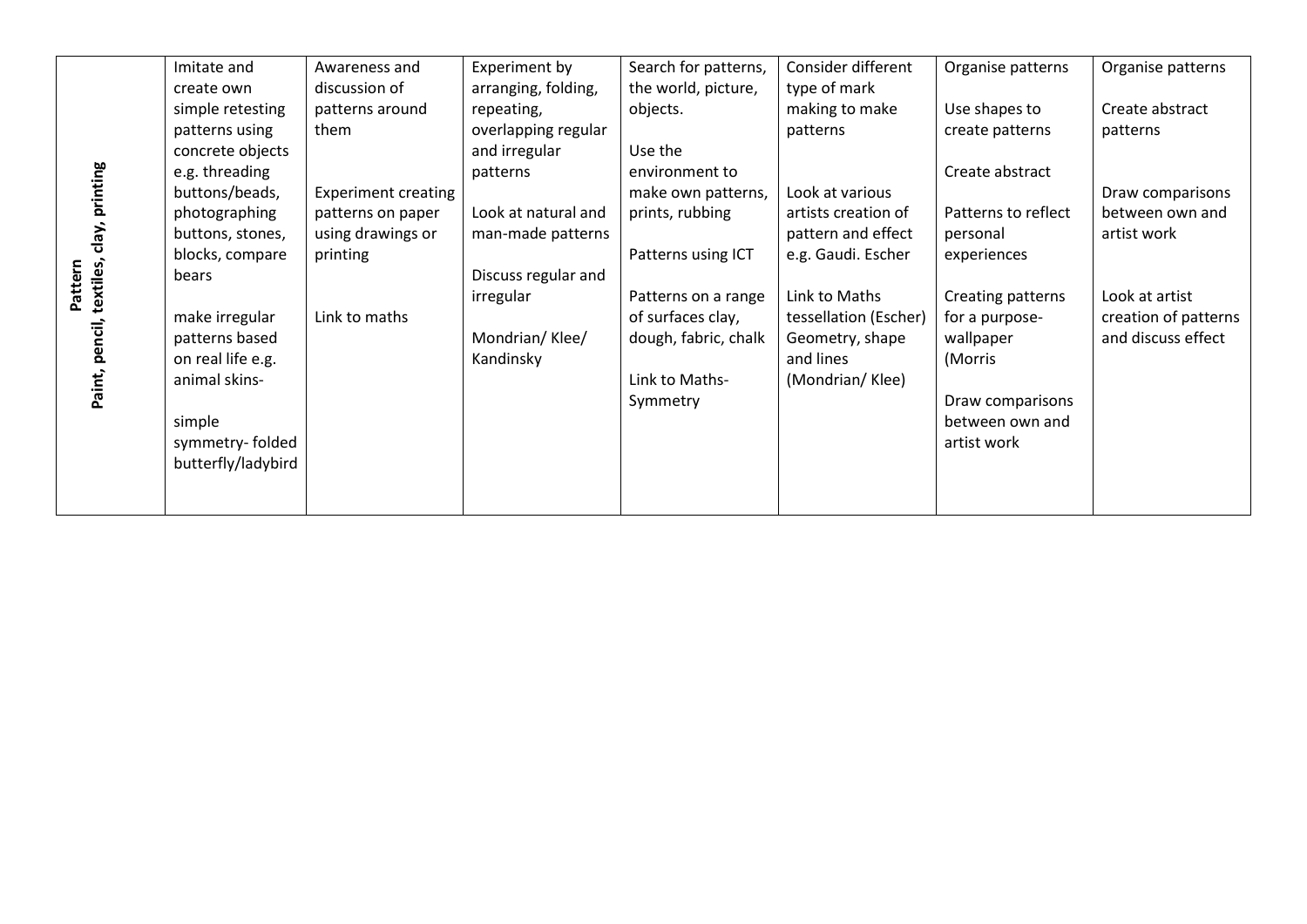| | | | | | | | |
|---|---|---|---|---|---|---|---|
| **Pattern**<br>**Paint, pencil, textiles, clay, printing** | Imitate and create own simple retesting patterns using concrete objects e.g. threading buttons/beads, photographing buttons, stones, blocks, compare bears<br><br>make irregular patterns based on real life e.g. animal skins-<br><br>simple symmetry- folded butterfly/ladybird | Awareness and discussion of patterns around them<br><br>Experiment creating patterns on paper using drawings or printing<br><br>Link to maths | Experiment by arranging, folding, repeating, overlapping regular and irregular patterns<br><br>Look at natural and man-made patterns<br><br>Discuss regular and irregular<br><br>Mondrian/ Klee/ Kandinsky | Search for patterns, the world, picture, objects.<br><br>Use the environment to make own patterns, prints, rubbing<br><br>Patterns using ICT<br><br>Patterns on a range of surfaces clay, dough, fabric, chalk<br><br>Link to Maths- Symmetry | Consider different type of mark making to make patterns<br><br>Look at various artists creation of pattern and effect e.g. Gaudi. Escher<br><br>Link to Maths tessellation (Escher) Geometry, shape and lines (Mondrian/ Klee) | Organise patterns<br><br>Use shapes to create patterns<br><br>Create abstract<br><br>Patterns to reflect personal experiences<br><br>Creating patterns for a purpose- wallpaper (Morris<br><br>Draw comparisons between own and artist work | Organise patterns<br><br>Create abstract patterns<br><br>Draw comparisons between own and artist work<br><br>Look at artist creation of patterns and discuss effect |